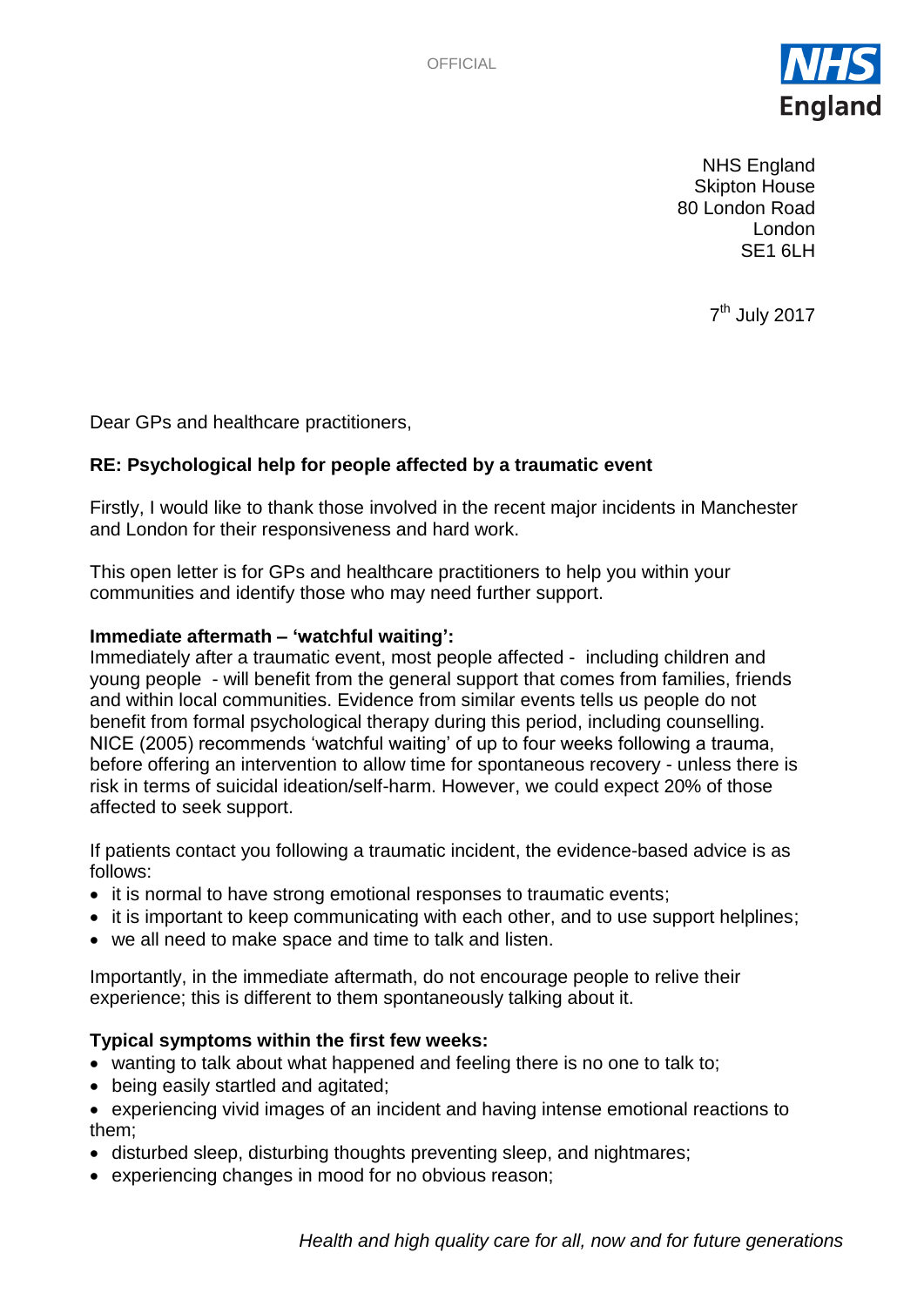OFFICIAL

**NHS England**

NHS England
Skipton House
80 London Road
London
SE1 6LH

7th July 2017

Dear GPs and healthcare practitioners,

**RE: Psychological help for people affected by a traumatic event**

Firstly, I would like to thank those involved in the recent major incidents in Manchester and London for their responsiveness and hard work.

This open letter is for GPs and healthcare practitioners to help you within your communities and identify those who may need further support.

**Immediate aftermath – 'watchful waiting':**

Immediately after a traumatic event, most people affected - including children and young people - will benefit from the general support that comes from families, friends and within local communities. Evidence from similar events tells us people do not benefit from formal psychological therapy during this period, including counselling. NICE (2005) recommends 'watchful waiting' of up to four weeks following a trauma, before offering an intervention to allow time for spontaneous recovery - unless there is risk in terms of suicidal ideation/self-harm. However, we could expect 20% of those affected to seek support.

If patients contact you following a traumatic incident, the evidence-based advice is as follows:

- it is normal to have strong emotional responses to traumatic events;
- it is important to keep communicating with each other, and to use support helplines;
- we all need to make space and time to talk and listen.

Importantly, in the immediate aftermath, do not encourage people to relive their experience; this is different to them spontaneously talking about it.

**Typical symptoms within the first few weeks:**

- wanting to talk about what happened and feeling there is no one to talk to;
- being easily startled and agitated;
- experiencing vivid images of an incident and having intense emotional reactions to them;
- disturbed sleep, disturbing thoughts preventing sleep, and nightmares;
- experiencing changes in mood for no obvious reason;

*Health and high quality care for all, now and for future generations*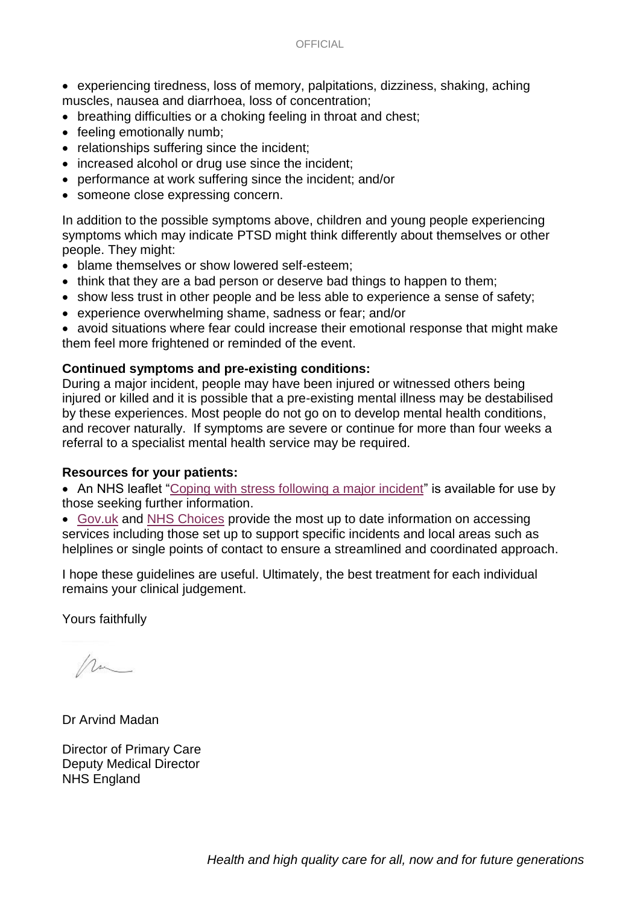- experiencing tiredness, loss of memory, palpitations, dizziness, shaking, aching muscles, nausea and diarrhoea, loss of concentration;
- breathing difficulties or a choking feeling in throat and chest;
- feeling emotionally numb;
- relationships suffering since the incident;
- increased alcohol or drug use since the incident;
- performance at work suffering since the incident; and/or
- someone close expressing concern.

In addition to the possible symptoms above, children and young people experiencing symptoms which may indicate PTSD might think differently about themselves or other people. They might:

- blame themselves or show lowered self-esteem;
- think that they are a bad person or deserve bad things to happen to them;
- show less trust in other people and be less able to experience a sense of safety;
- experience overwhelming shame, sadness or fear; and/or
- avoid situations where fear could increase their emotional response that might make them feel more frightened or reminded of the event.

**Continued symptoms and pre-existing conditions:**
During a major incident, people may have been injured or witnessed others being injured or killed and it is possible that a pre-existing mental illness may be destabilised by these experiences. Most people do not go on to develop mental health conditions, and recover naturally. If symptoms are severe or continue for more than four weeks a referral to a specialist mental health service may be required.

**Resources for your patients:**

- An NHS leaflet "Coping with stress following a major incident" is available for use by those seeking further information.
- Gov.uk and NHS Choices provide the most up to date information on accessing services including those set up to support specific incidents and local areas such as helplines or single points of contact to ensure a streamlined and coordinated approach.

I hope these guidelines are useful. Ultimately, the best treatment for each individual remains your clinical judgement.

Yours faithfully

Dr Arvind Madan

Director of Primary Care
Deputy Medical Director
NHS England

*Health and high quality care for all, now and for future generations*